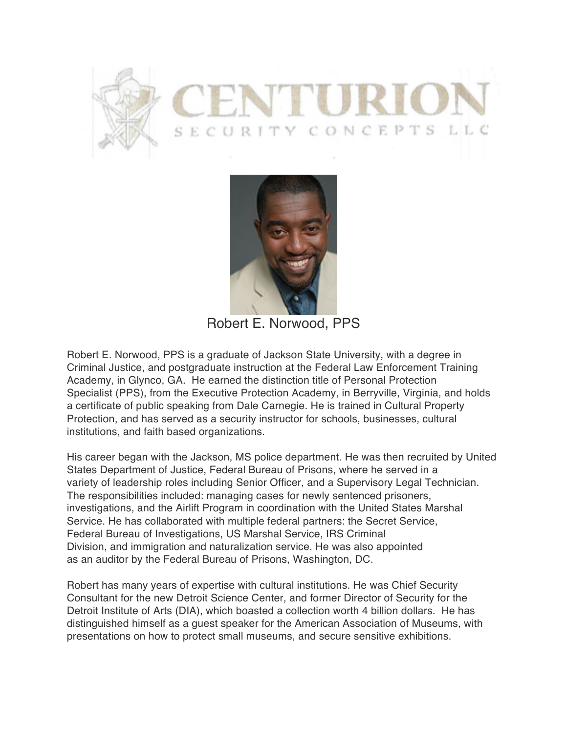# CENTURION

SECURITY CONCEPTS LLC

## Robert E. Norwood, PPS

Robert E. Norwood, PPS is a graduate of Jackson State University, with a degree in Criminal Justice, and postgraduate instruction at the Federal Law Enforcement Training Academy, in Glynco, GA. He earned the distinction title of Personal Protection Specialist (PPS), from the Executive Protection Academy, in Berryville, Virginia, and holds a certificate of public speaking from Dale Carnegie. He is trained in Cultural Property Protection, and has served as a security instructor for schools, businesses, cultural institutions, and faith based organizations.

His career began with the Jackson, MS police department. He was then recruited by United States Department of Justice, Federal Bureau of Prisons, where he served in a variety of leadership roles including Senior Officer, and a Supervisory Legal Technician. The responsibilities included: managing cases for newly sentenced prisoners, investigations, and the Airlift Program in coordination with the United States Marshal Service. He has collaborated with multiple federal partners: the Secret Service, Federal Bureau of Investigations, US Marshal Service, IRS Criminal Division, and immigration and naturalization service. He was also appointed as an auditor by the Federal Bureau of Prisons, Washington, DC.

Robert has many years of expertise with cultural institutions. He was Chief Security Consultant for the new Detroit Science Center, and former Director of Security for the Detroit Institute of Arts (DIA), which boasted a collection worth 4 billion dollars. He has distinguished himself as a guest speaker for the American Association of Museums, with presentations on how to protect small museums, and secure sensitive exhibitions.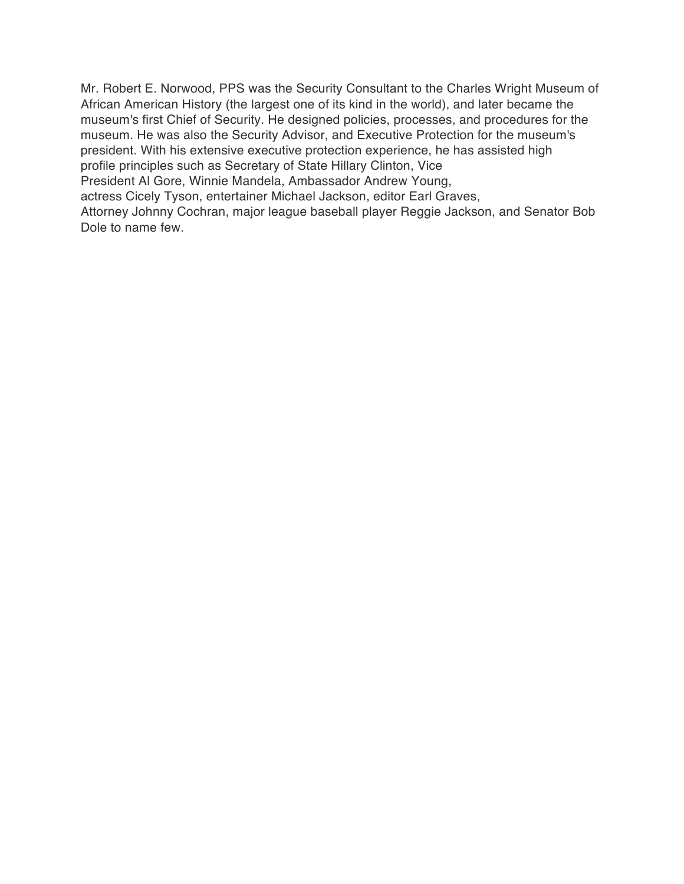Mr. Robert E. Norwood, PPS was the Security Consultant to the Charles Wright Museum of African American History (the largest one of its kind in the world), and later became the museum's first Chief of Security. He designed policies, processes, and procedures for the museum. He was also the Security Advisor, and Executive Protection for the museum's president. With his extensive executive protection experience, he has assisted high profile principles such as Secretary of State Hillary Clinton, Vice President Al Gore, Winnie Mandela, Ambassador Andrew Young, actress Cicely Tyson, entertainer Michael Jackson, editor Earl Graves, Attorney Johnny Cochran, major league baseball player Reggie Jackson, and Senator Bob Dole to name few.